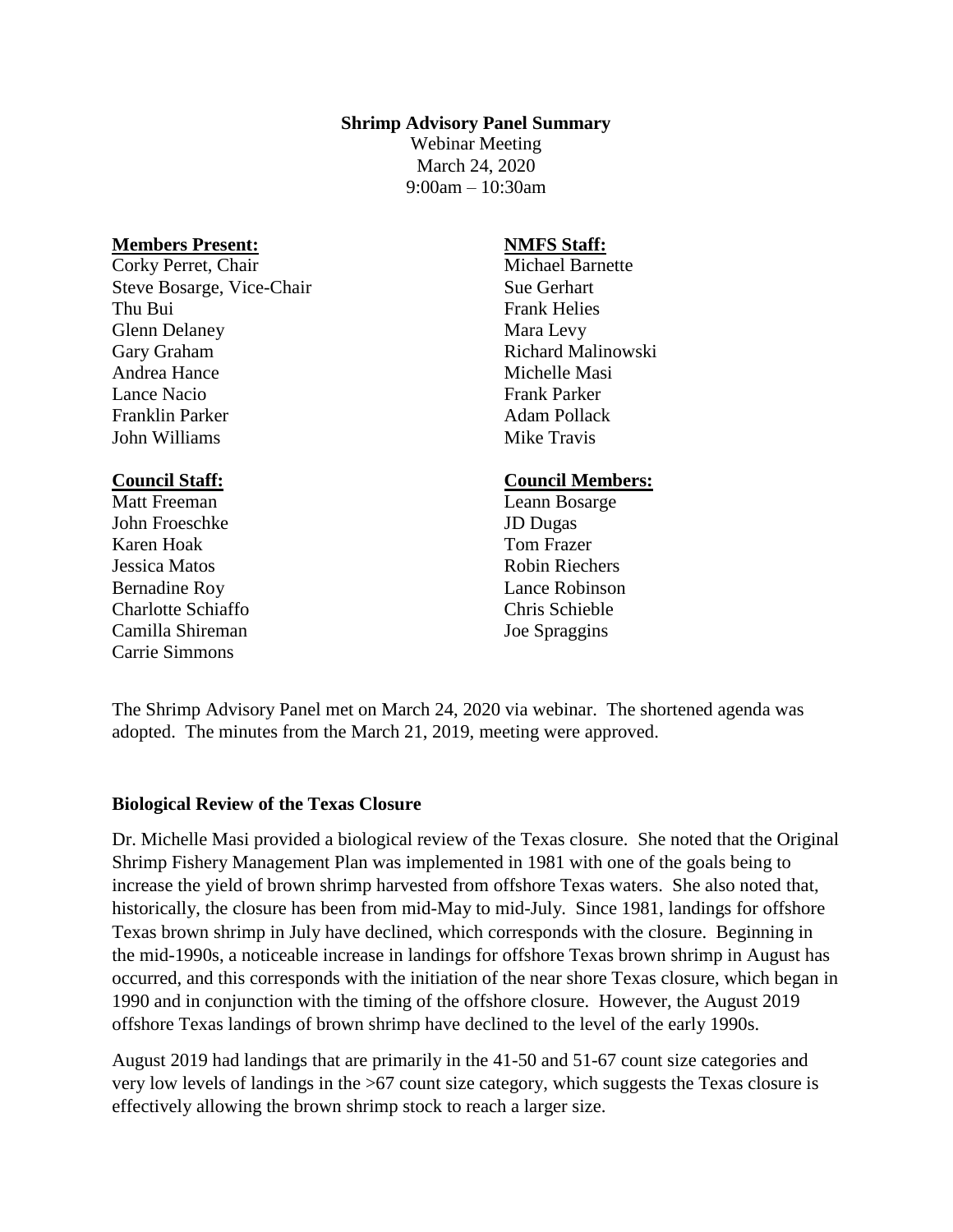**Shrimp Advisory Panel Summary**

Webinar Meeting
March 24, 2020
9:00am – 10:30am

**Members Present:**
Corky Perret, Chair
Steve Bosarge, Vice-Chair
Thu Bui
Glenn Delaney
Gary Graham
Andrea Hance
Lance Nacio
Franklin Parker
John Williams

**NMFS Staff:**
Michael Barnette
Sue Gerhart
Frank Helies
Mara Levy
Richard Malinowski
Michelle Masi
Frank Parker
Adam Pollack
Mike Travis

**Council Staff:**
Matt Freeman
John Froeschke
Karen Hoak
Jessica Matos
Bernadine Roy
Charlotte Schiaffo
Camilla Shireman
Carrie Simmons

**Council Members:**
Leann Bosarge
JD Dugas
Tom Frazer
Robin Riechers
Lance Robinson
Chris Schieble
Joe Spraggins

The Shrimp Advisory Panel met on March 24, 2020 via webinar. The shortened agenda was adopted. The minutes from the March 21, 2019, meeting were approved.

**Biological Review of the Texas Closure**

Dr. Michelle Masi provided a biological review of the Texas closure. She noted that the Original Shrimp Fishery Management Plan was implemented in 1981 with one of the goals being to increase the yield of brown shrimp harvested from offshore Texas waters. She also noted that, historically, the closure has been from mid-May to mid-July. Since 1981, landings for offshore Texas brown shrimp in July have declined, which corresponds with the closure. Beginning in the mid-1990s, a noticeable increase in landings for offshore Texas brown shrimp in August has occurred, and this corresponds with the initiation of the near shore Texas closure, which began in 1990 and in conjunction with the timing of the offshore closure. However, the August 2019 offshore Texas landings of brown shrimp have declined to the level of the early 1990s.

August 2019 had landings that are primarily in the 41-50 and 51-67 count size categories and very low levels of landings in the >67 count size category, which suggests the Texas closure is effectively allowing the brown shrimp stock to reach a larger size.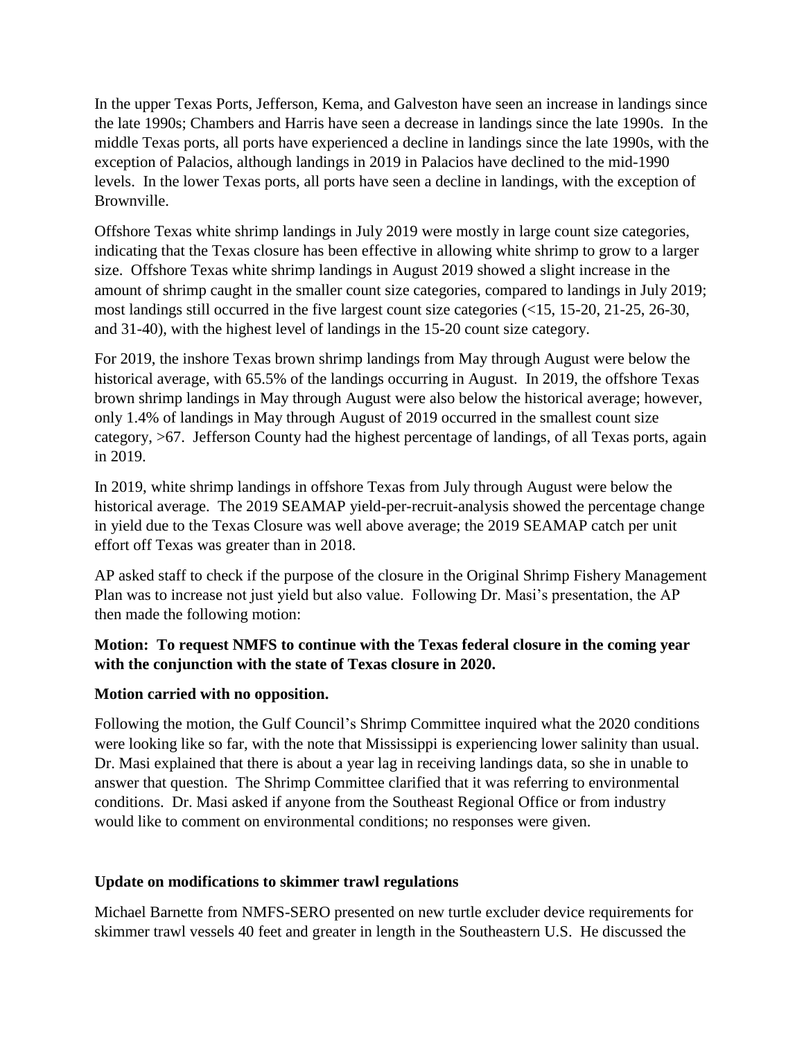In the upper Texas Ports, Jefferson, Kema, and Galveston have seen an increase in landings since the late 1990s; Chambers and Harris have seen a decrease in landings since the late 1990s. In the middle Texas ports, all ports have experienced a decline in landings since the late 1990s, with the exception of Palacios, although landings in 2019 in Palacios have declined to the mid-1990 levels. In the lower Texas ports, all ports have seen a decline in landings, with the exception of Brownville.

Offshore Texas white shrimp landings in July 2019 were mostly in large count size categories, indicating that the Texas closure has been effective in allowing white shrimp to grow to a larger size. Offshore Texas white shrimp landings in August 2019 showed a slight increase in the amount of shrimp caught in the smaller count size categories, compared to landings in July 2019; most landings still occurred in the five largest count size categories (<15, 15-20, 21-25, 26-30, and 31-40), with the highest level of landings in the 15-20 count size category.

For 2019, the inshore Texas brown shrimp landings from May through August were below the historical average, with 65.5% of the landings occurring in August. In 2019, the offshore Texas brown shrimp landings in May through August were also below the historical average; however, only 1.4% of landings in May through August of 2019 occurred in the smallest count size category, >67. Jefferson County had the highest percentage of landings, of all Texas ports, again in 2019.

In 2019, white shrimp landings in offshore Texas from July through August were below the historical average. The 2019 SEAMAP yield-per-recruit-analysis showed the percentage change in yield due to the Texas Closure was well above average; the 2019 SEAMAP catch per unit effort off Texas was greater than in 2018.

AP asked staff to check if the purpose of the closure in the Original Shrimp Fishery Management Plan was to increase not just yield but also value. Following Dr. Masi's presentation, the AP then made the following motion:

**Motion: To request NMFS to continue with the Texas federal closure in the coming year with the conjunction with the state of Texas closure in 2020.**

**Motion carried with no opposition.**

Following the motion, the Gulf Council's Shrimp Committee inquired what the 2020 conditions were looking like so far, with the note that Mississippi is experiencing lower salinity than usual. Dr. Masi explained that there is about a year lag in receiving landings data, so she in unable to answer that question. The Shrimp Committee clarified that it was referring to environmental conditions. Dr. Masi asked if anyone from the Southeast Regional Office or from industry would like to comment on environmental conditions; no responses were given.

**Update on modifications to skimmer trawl regulations**

Michael Barnette from NMFS-SERO presented on new turtle excluder device requirements for skimmer trawl vessels 40 feet and greater in length in the Southeastern U.S. He discussed the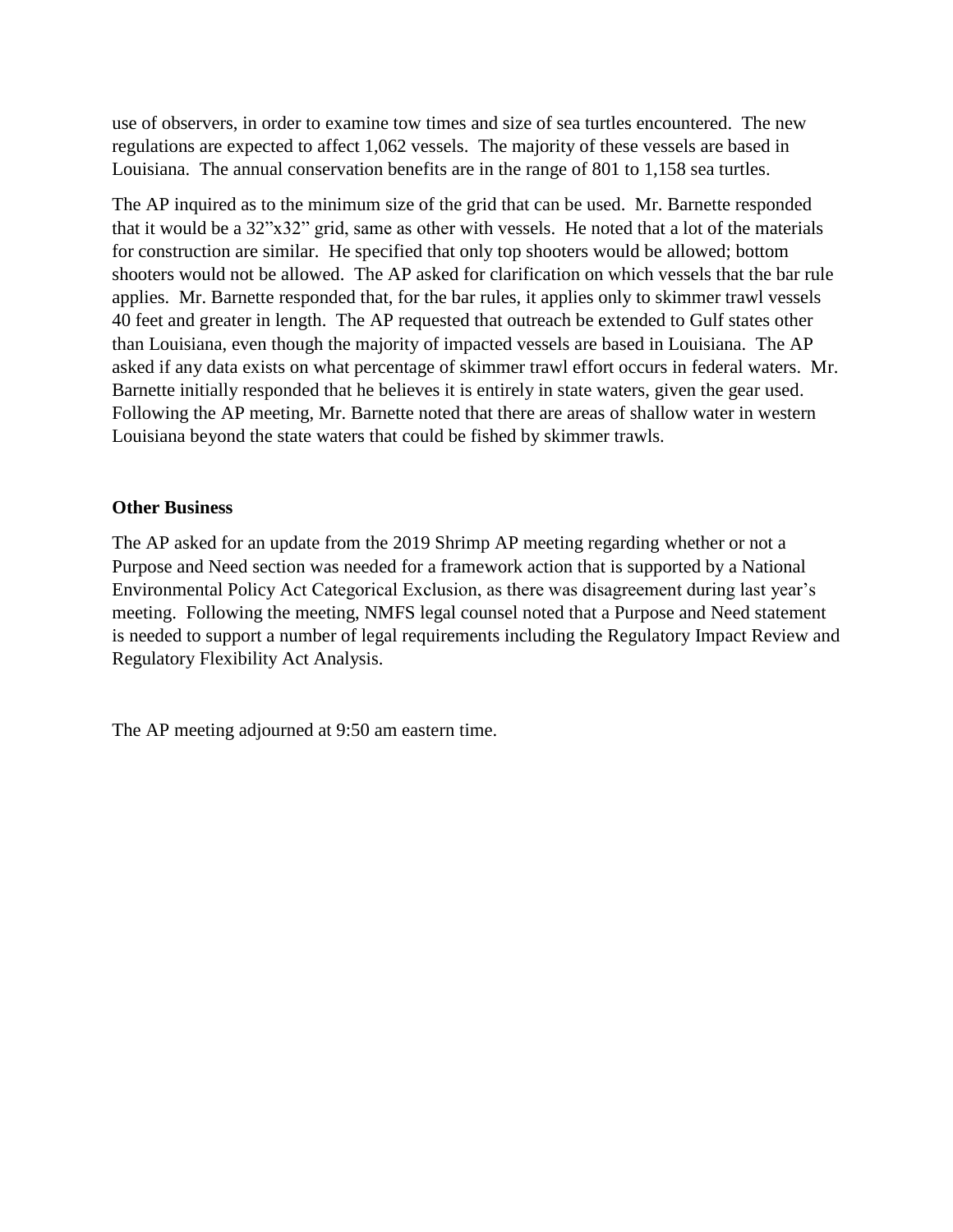use of observers, in order to examine tow times and size of sea turtles encountered. The new regulations are expected to affect 1,062 vessels. The majority of these vessels are based in Louisiana. The annual conservation benefits are in the range of 801 to 1,158 sea turtles.

The AP inquired as to the minimum size of the grid that can be used. Mr. Barnette responded that it would be a 32"x32" grid, same as other with vessels. He noted that a lot of the materials for construction are similar. He specified that only top shooters would be allowed; bottom shooters would not be allowed. The AP asked for clarification on which vessels that the bar rule applies. Mr. Barnette responded that, for the bar rules, it applies only to skimmer trawl vessels 40 feet and greater in length. The AP requested that outreach be extended to Gulf states other than Louisiana, even though the majority of impacted vessels are based in Louisiana. The AP asked if any data exists on what percentage of skimmer trawl effort occurs in federal waters. Mr. Barnette initially responded that he believes it is entirely in state waters, given the gear used. Following the AP meeting, Mr. Barnette noted that there are areas of shallow water in western Louisiana beyond the state waters that could be fished by skimmer trawls.

**Other Business**

The AP asked for an update from the 2019 Shrimp AP meeting regarding whether or not a Purpose and Need section was needed for a framework action that is supported by a National Environmental Policy Act Categorical Exclusion, as there was disagreement during last year's meeting. Following the meeting, NMFS legal counsel noted that a Purpose and Need statement is needed to support a number of legal requirements including the Regulatory Impact Review and Regulatory Flexibility Act Analysis.

The AP meeting adjourned at 9:50 am eastern time.